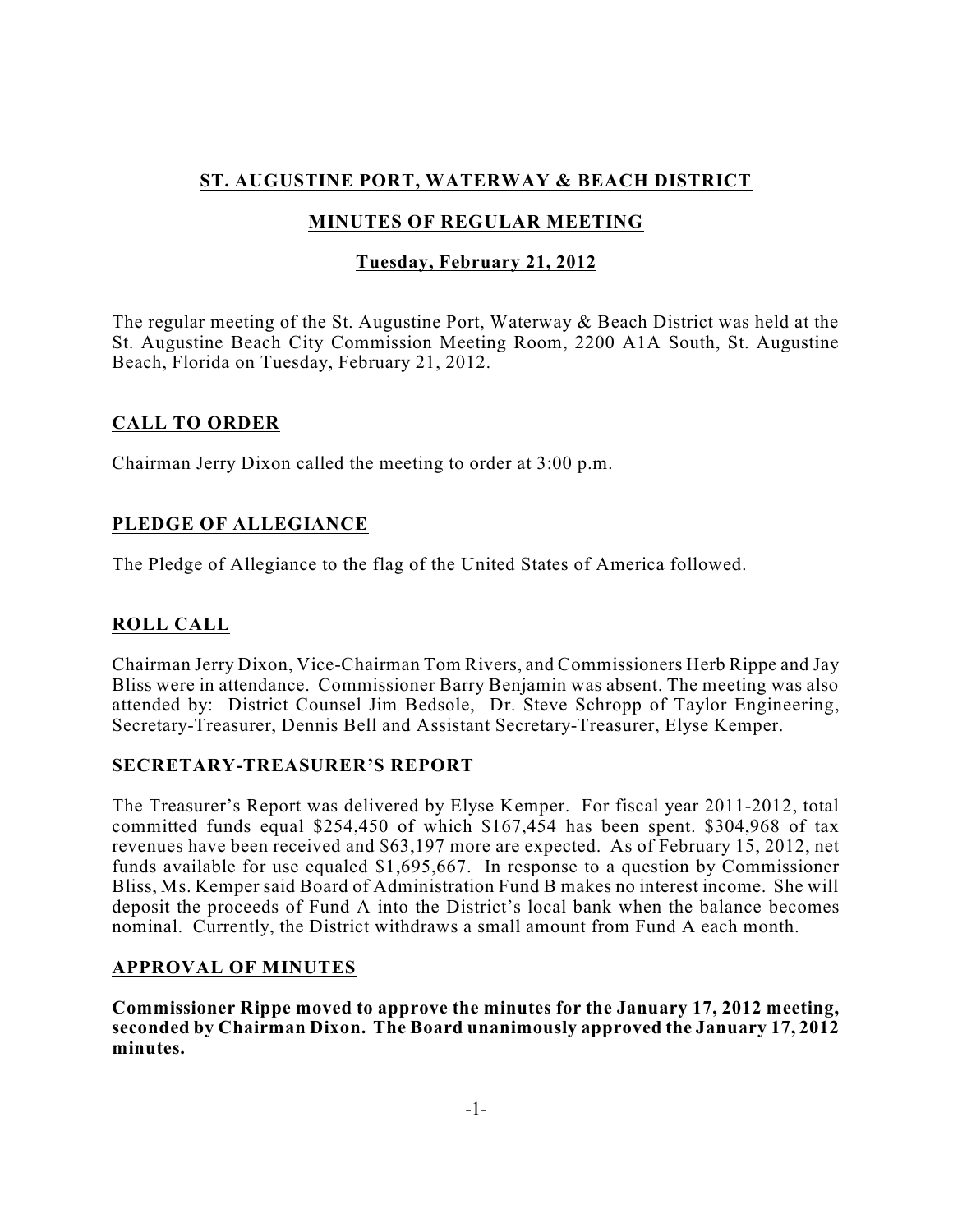# ST. AUGUSTINE PORT, WATERWAY & BEACH DISTRICT

## MINUTES OF REGULAR MEETING

### Tuesday, February 21, 2012

The regular meeting of the St. Augustine Port, Waterway & Beach District was held at the St. Augustine Beach City Commission Meeting Room, 2200 A1A South, St. Augustine Beach, Florida on Tuesday, February 21, 2012.

## CALL TO ORDER

Chairman Jerry Dixon called the meeting to order at 3:00 p.m.

## PLEDGE OF ALLEGIANCE

The Pledge of Allegiance to the flag of the United States of America followed.

## ROLL CALL

Chairman Jerry Dixon, Vice-Chairman Tom Rivers, and Commissioners Herb Rippe and Jay Bliss were in attendance. Commissioner Barry Benjamin was absent. The meeting was also attended by: District Counsel Jim Bedsole, Dr. Steve Schropp of Taylor Engineering, Secretary-Treasurer, Dennis Bell and Assistant Secretary-Treasurer, Elyse Kemper.

## SECRETARY-TREASURER'S REPORT

The Treasurer's Report was delivered by Elyse Kemper. For fiscal year 2011-2012, total committed funds equal $254,450 of which $167,454 has been spent. $304,968 of tax revenues have been received and $63,197 more are expected. As of February 15, 2012, net funds available for use equaled $1,695,667. In response to a question by Commissioner Bliss, Ms. Kemper said Board of Administration Fund B makes no interest income. She will deposit the proceeds of Fund A into the District's local bank when the balance becomes nominal. Currently, the District withdraws a small amount from Fund A each month.

## APPROVAL OF MINUTES

**Commissioner Rippe moved to approve the minutes for the January 17, 2012 meeting, seconded by Chairman Dixon. The Board unanimously approved the January 17, 2012 minutes.**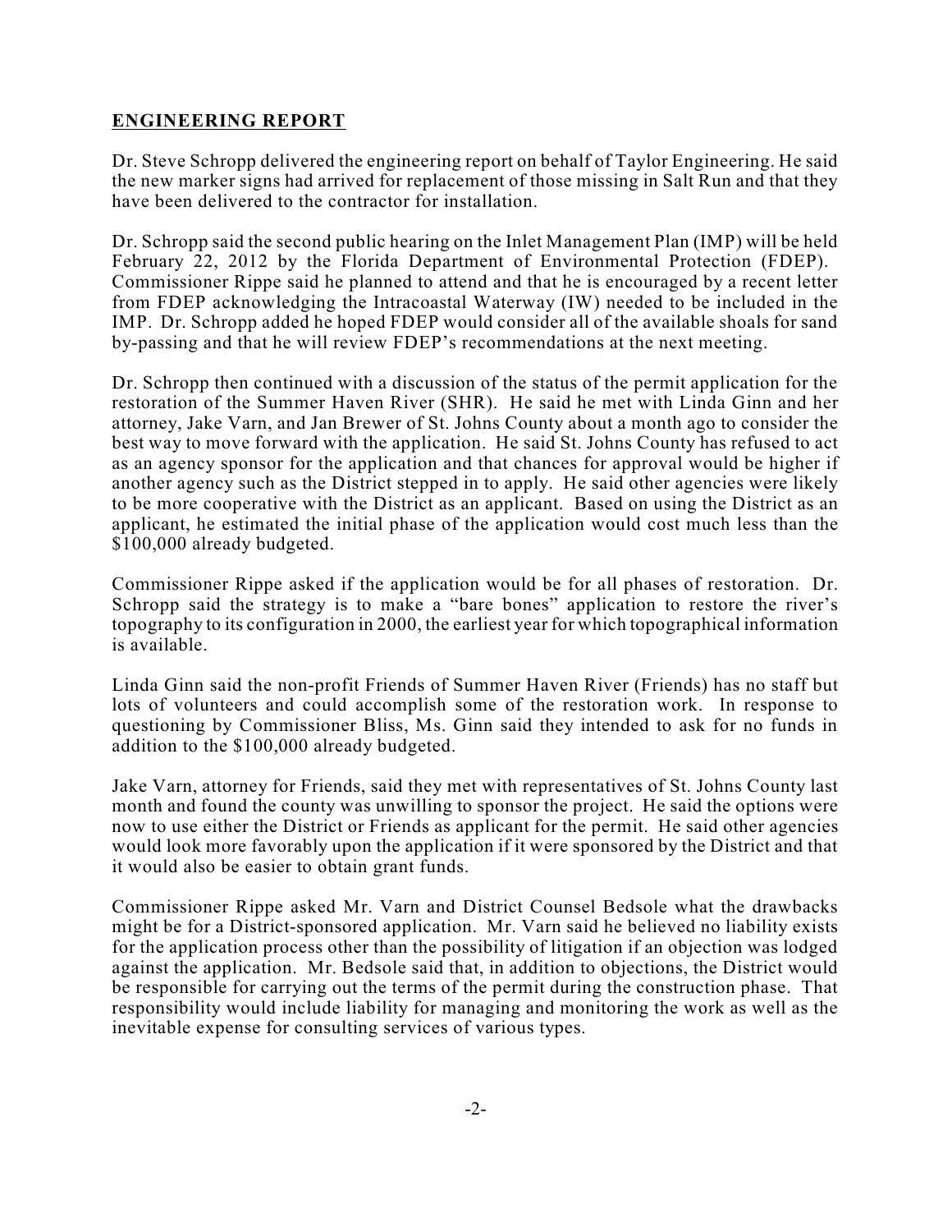## **ENGINEERING REPORT**

Dr. Steve Schropp delivered the engineering report on behalf of Taylor Engineering. He said the new marker signs had arrived for replacement of those missing in Salt Run and that they have been delivered to the contractor for installation.

Dr. Schropp said the second public hearing on the Inlet Management Plan (IMP) will be held February 22, 2012 by the Florida Department of Environmental Protection (FDEP). Commissioner Rippe said he planned to attend and that he is encouraged by a recent letter from FDEP acknowledging the Intracoastal Waterway (IW) needed to be included in the IMP. Dr. Schropp added he hoped FDEP would consider all of the available shoals for sand by-passing and that he will review FDEP's recommendations at the next meeting.

Dr. Schropp then continued with a discussion of the status of the permit application for the restoration of the Summer Haven River (SHR). He said he met with Linda Ginn and her attorney, Jake Varn, and Jan Brewer of St. Johns County about a month ago to consider the best way to move forward with the application. He said St. Johns County has refused to act as an agency sponsor for the application and that chances for approval would be higher if another agency such as the District stepped in to apply. He said other agencies were likely to be more cooperative with the District as an applicant. Based on using the District as an applicant, he estimated the initial phase of the application would cost much less than the $100,000 already budgeted.

Commissioner Rippe asked if the application would be for all phases of restoration. Dr. Schropp said the strategy is to make a "bare bones" application to restore the river's topography to its configuration in 2000, the earliest year for which topographical information is available.

Linda Ginn said the non-profit Friends of Summer Haven River (Friends) has no staff but lots of volunteers and could accomplish some of the restoration work. In response to questioning by Commissioner Bliss, Ms. Ginn said they intended to ask for no funds in addition to the $100,000 already budgeted.

Jake Varn, attorney for Friends, said they met with representatives of St. Johns County last month and found the county was unwilling to sponsor the project. He said the options were now to use either the District or Friends as applicant for the permit. He said other agencies would look more favorably upon the application if it were sponsored by the District and that it would also be easier to obtain grant funds.

Commissioner Rippe asked Mr. Varn and District Counsel Bedsole what the drawbacks might be for a District-sponsored application. Mr. Varn said he believed no liability exists for the application process other than the possibility of litigation if an objection was lodged against the application. Mr. Bedsole said that, in addition to objections, the District would be responsible for carrying out the terms of the permit during the construction phase. That responsibility would include liability for managing and monitoring the work as well as the inevitable expense for consulting services of various types.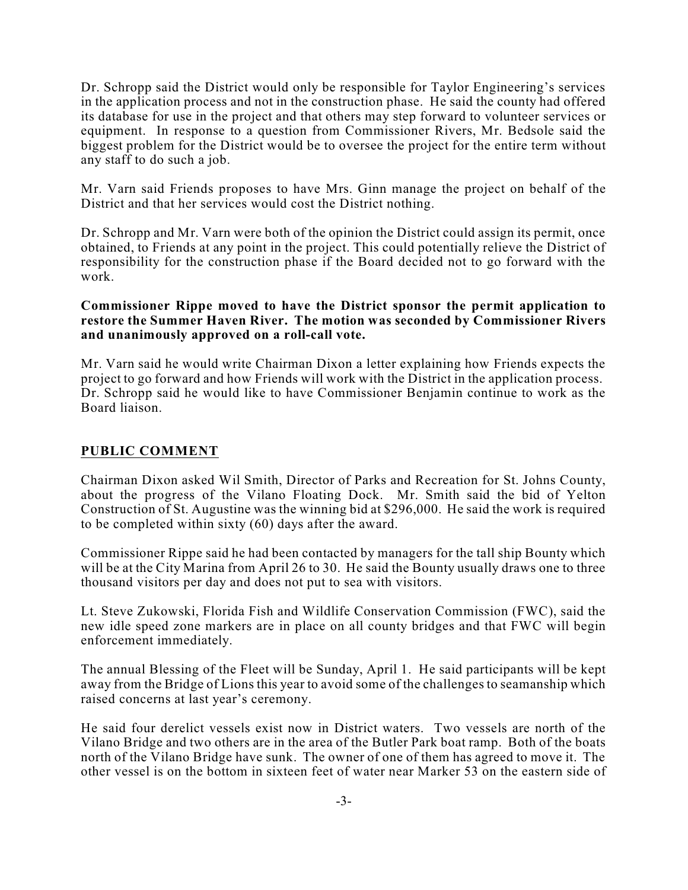Dr. Schropp said the District would only be responsible for Taylor Engineering's services in the application process and not in the construction phase. He said the county had offered its database for use in the project and that others may step forward to volunteer services or equipment. In response to a question from Commissioner Rivers, Mr. Bedsole said the biggest problem for the District would be to oversee the project for the entire term without any staff to do such a job.

Mr. Varn said Friends proposes to have Mrs. Ginn manage the project on behalf of the District and that her services would cost the District nothing.

Dr. Schropp and Mr. Varn were both of the opinion the District could assign its permit, once obtained, to Friends at any point in the project. This could potentially relieve the District of responsibility for the construction phase if the Board decided not to go forward with the work.

**Commissioner Rippe moved to have the District sponsor the permit application to restore the Summer Haven River. The motion was seconded by Commissioner Rivers and unanimously approved on a roll-call vote.**

Mr. Varn said he would write Chairman Dixon a letter explaining how Friends expects the project to go forward and how Friends will work with the District in the application process. Dr. Schropp said he would like to have Commissioner Benjamin continue to work as the Board liaison.

## PUBLIC COMMENT

Chairman Dixon asked Wil Smith, Director of Parks and Recreation for St. Johns County, about the progress of the Vilano Floating Dock. Mr. Smith said the bid of Yelton Construction of St. Augustine was the winning bid at $296,000. He said the work is required to be completed within sixty (60) days after the award.

Commissioner Rippe said he had been contacted by managers for the tall ship Bounty which will be at the City Marina from April 26 to 30. He said the Bounty usually draws one to three thousand visitors per day and does not put to sea with visitors.

Lt. Steve Zukowski, Florida Fish and Wildlife Conservation Commission (FWC), said the new idle speed zone markers are in place on all county bridges and that FWC will begin enforcement immediately.

The annual Blessing of the Fleet will be Sunday, April 1. He said participants will be kept away from the Bridge of Lions this year to avoid some of the challenges to seamanship which raised concerns at last year's ceremony.

He said four derelict vessels exist now in District waters. Two vessels are north of the Vilano Bridge and two others are in the area of the Butler Park boat ramp. Both of the boats north of the Vilano Bridge have sunk. The owner of one of them has agreed to move it. The other vessel is on the bottom in sixteen feet of water near Marker 53 on the eastern side of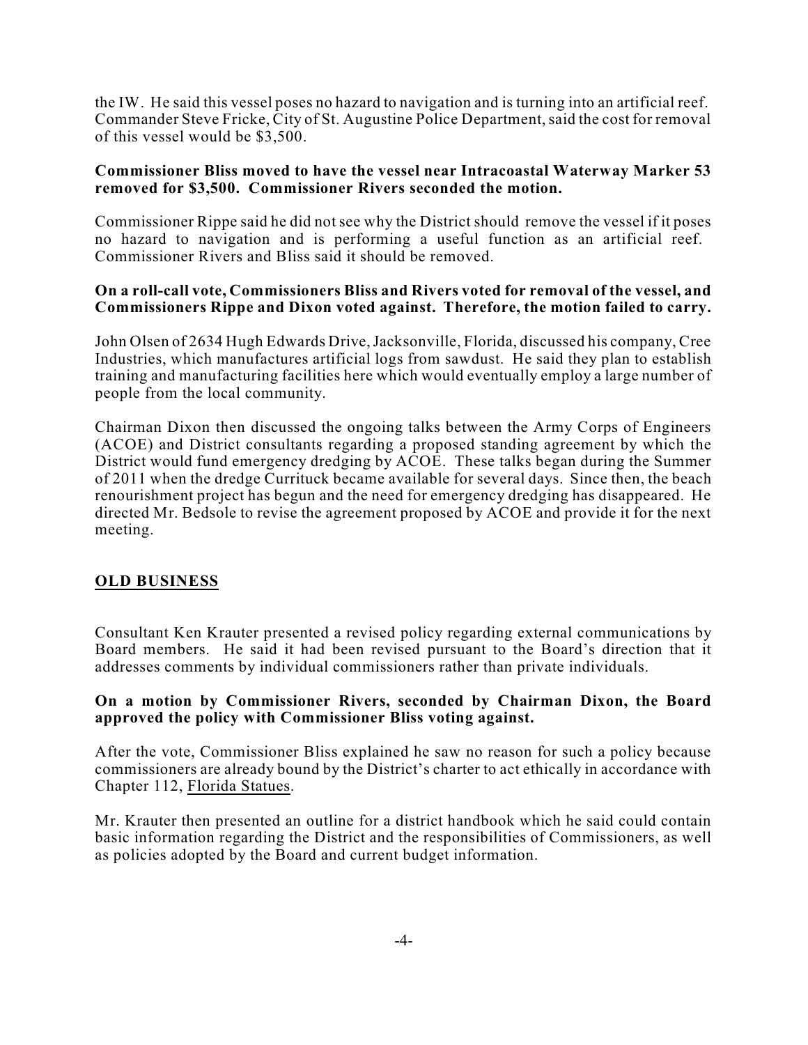the IW. He said this vessel poses no hazard to navigation and is turning into an artificial reef. Commander Steve Fricke, City of St. Augustine Police Department, said the cost for removal of this vessel would be $3,500.

**Commissioner Bliss moved to have the vessel near Intracoastal Waterway Marker 53 removed for $3,500. Commissioner Rivers seconded the motion.**

Commissioner Rippe said he did not see why the District should remove the vessel if it poses no hazard to navigation and is performing a useful function as an artificial reef. Commissioner Rivers and Bliss said it should be removed.

**On a roll-call vote, Commissioners Bliss and Rivers voted for removal of the vessel, and Commissioners Rippe and Dixon voted against. Therefore, the motion failed to carry.**

John Olsen of 2634 Hugh Edwards Drive, Jacksonville, Florida, discussed his company, Cree Industries, which manufactures artificial logs from sawdust. He said they plan to establish training and manufacturing facilities here which would eventually employ a large number of people from the local community.

Chairman Dixon then discussed the ongoing talks between the Army Corps of Engineers (ACOE) and District consultants regarding a proposed standing agreement by which the District would fund emergency dredging by ACOE. These talks began during the Summer of 2011 when the dredge Currituck became available for several days. Since then, the beach renourishment project has begun and the need for emergency dredging has disappeared. He directed Mr. Bedsole to revise the agreement proposed by ACOE and provide it for the next meeting.

## OLD BUSINESS

Consultant Ken Krauter presented a revised policy regarding external communications by Board members. He said it had been revised pursuant to the Board's direction that it addresses comments by individual commissioners rather than private individuals.

**On a motion by Commissioner Rivers, seconded by Chairman Dixon, the Board approved the policy with Commissioner Bliss voting against.**

After the vote, Commissioner Bliss explained he saw no reason for such a policy because commissioners are already bound by the District's charter to act ethically in accordance with Chapter 112, Florida Statues.

Mr. Krauter then presented an outline for a district handbook which he said could contain basic information regarding the District and the responsibilities of Commissioners, as well as policies adopted by the Board and current budget information.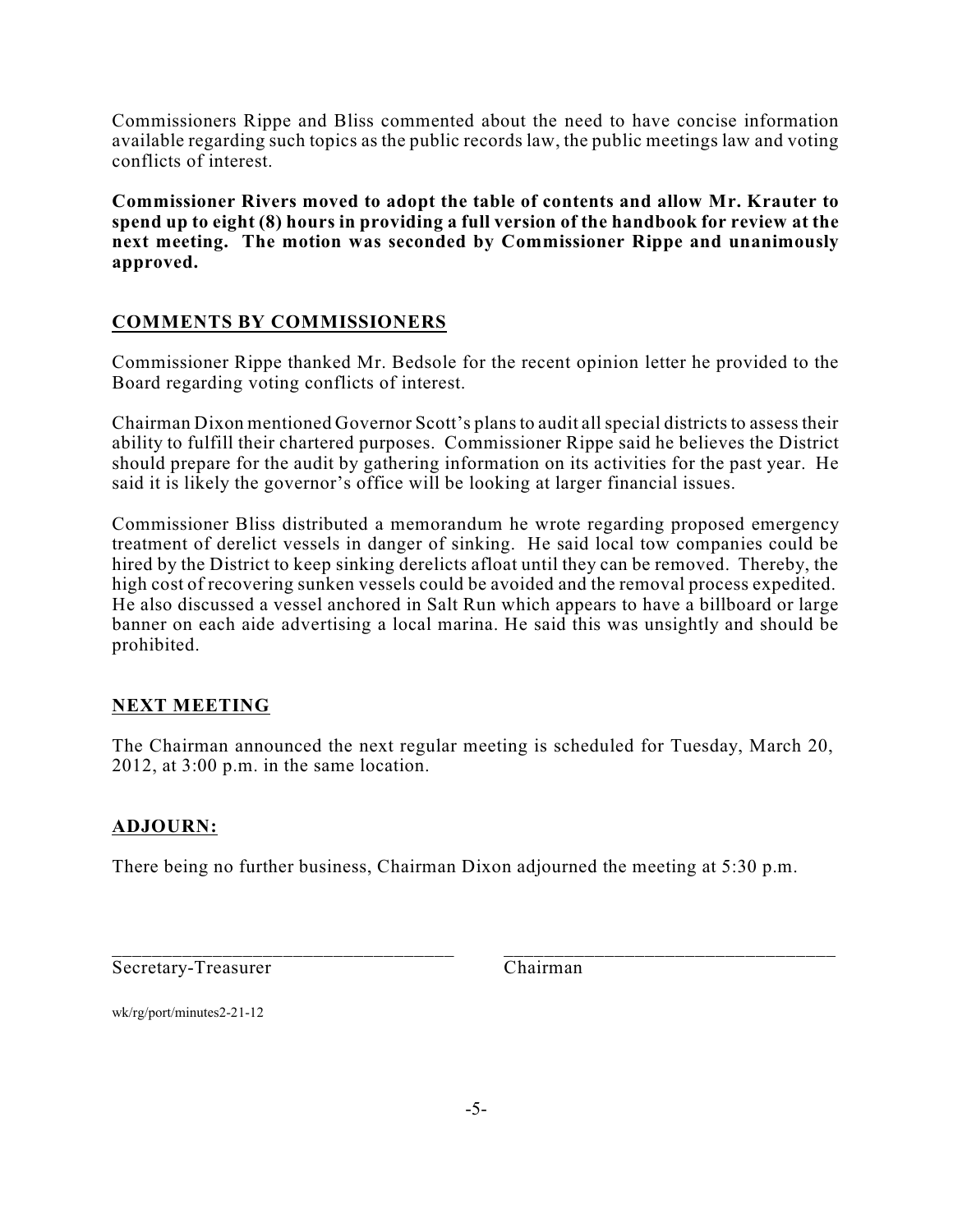Commissioners Rippe and Bliss commented about the need to have concise information available regarding such topics as the public records law, the public meetings law and voting conflicts of interest.

**Commissioner Rivers moved to adopt the table of contents and allow Mr. Krauter to spend up to eight (8) hours in providing a full version of the handbook for review at the next meeting. The motion was seconded by Commissioner Rippe and unanimously approved.**

## COMMENTS BY COMMISSIONERS

Commissioner Rippe thanked Mr. Bedsole for the recent opinion letter he provided to the Board regarding voting conflicts of interest.

Chairman Dixon mentioned Governor Scott's plans to audit all special districts to assess their ability to fulfill their chartered purposes. Commissioner Rippe said he believes the District should prepare for the audit by gathering information on its activities for the past year. He said it is likely the governor's office will be looking at larger financial issues.

Commissioner Bliss distributed a memorandum he wrote regarding proposed emergency treatment of derelict vessels in danger of sinking. He said local tow companies could be hired by the District to keep sinking derelicts afloat until they can be removed. Thereby, the high cost of recovering sunken vessels could be avoided and the removal process expedited. He also discussed a vessel anchored in Salt Run which appears to have a billboard or large banner on each aide advertising a local marina. He said this was unsightly and should be prohibited.

## NEXT MEETING

The Chairman announced the next regular meeting is scheduled for Tuesday, March 20, 2012, at 3:00 p.m. in the same location.

## ADJOURN:

There being no further business, Chairman Dixon adjourned the meeting at 5:30 p.m.

\_\_\_\_\_\_\_\_\_\_\_\_\_\_\_\_\_\_\_\_\_\_\_\_\_\_\_\_\_\_\_\_\_\_\_ \_\_\_\_\_\_\_\_\_\_\_\_\_\_\_\_\_\_\_\_\_\_\_\_\_\_\_\_\_\_\_\_\_\_\_

Secretary-Treasurer Chairman

wk/rg/port/minutes2-21-12